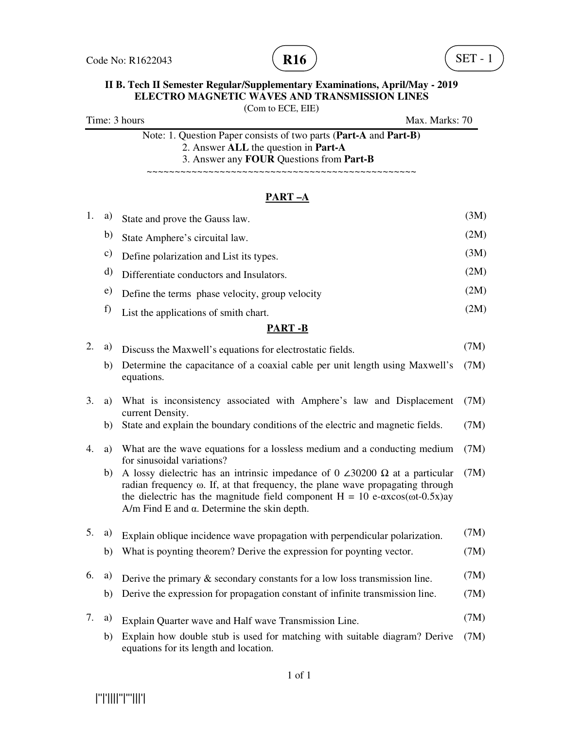Code No: R1622043 **R16** SET - 1

**II B. Tech II Semester Regular/Supplementary Examinations, April/May - 2019**
**ELECTRO MAGNETIC WAVES AND TRANSMISSION LINES**
(Com to ECE, EIE)

Time: 3 hours Max. Marks: 70

Note: 1. Question Paper consists of two parts (**Part-A** and **Part-B)**
2. Answer **ALL** the question in **Part-A**
3. Answer any **FOUR** Questions from **Part-B**

~~~~~~~~~~~~~~~~~~~~~~~~~~~~~~~~~~~~~~~~~~~~~~~~~~~

## PART –A

1. a) State and prove the Gauss law. (3M)
   b) State Amphere's circuital law. (2M)
   c) Define polarization and List its types. (3M)
   d) Differentiate conductors and Insulators. (2M)
   e) Define the terms phase velocity, group velocity (2M)
   f) List the applications of smith chart. (2M)

## PART -B

2. a) Discuss the Maxwell's equations for electrostatic fields. (7M)
   b) Determine the capacitance of a coaxial cable per unit length using Maxwell's equations. (7M)

3. a) What is inconsistency associated with Amphere's law and Displacement current Density. (7M)
   b) State and explain the boundary conditions of the electric and magnetic fields. (7M)

4. a) What are the wave equations for a lossless medium and a conducting medium for sinusoidal variations? (7M)
   b) A lossy dielectric has an intrinsic impedance of 0 ∠30200 Ω at a particular radian frequency ω. If, at that frequency, the plane wave propagating through the dielectric has the magnitude field component H = 10 e-αxcos(ωt-0.5x)ay A/m Find E and α. Determine the skin depth. (7M)

5. a) Explain oblique incidence wave propagation with perpendicular polarization. (7M)
   b) What is poynting theorem? Derive the expression for poynting vector. (7M)

6. a) Derive the primary & secondary constants for a low loss transmission line. (7M)
   b) Derive the expression for propagation constant of infinite transmission line. (7M)

7. a) Explain Quarter wave and Half wave Transmission Line. (7M)
   b) Explain how double stub is used for matching with suitable diagram? Derive equations for its length and location. (7M)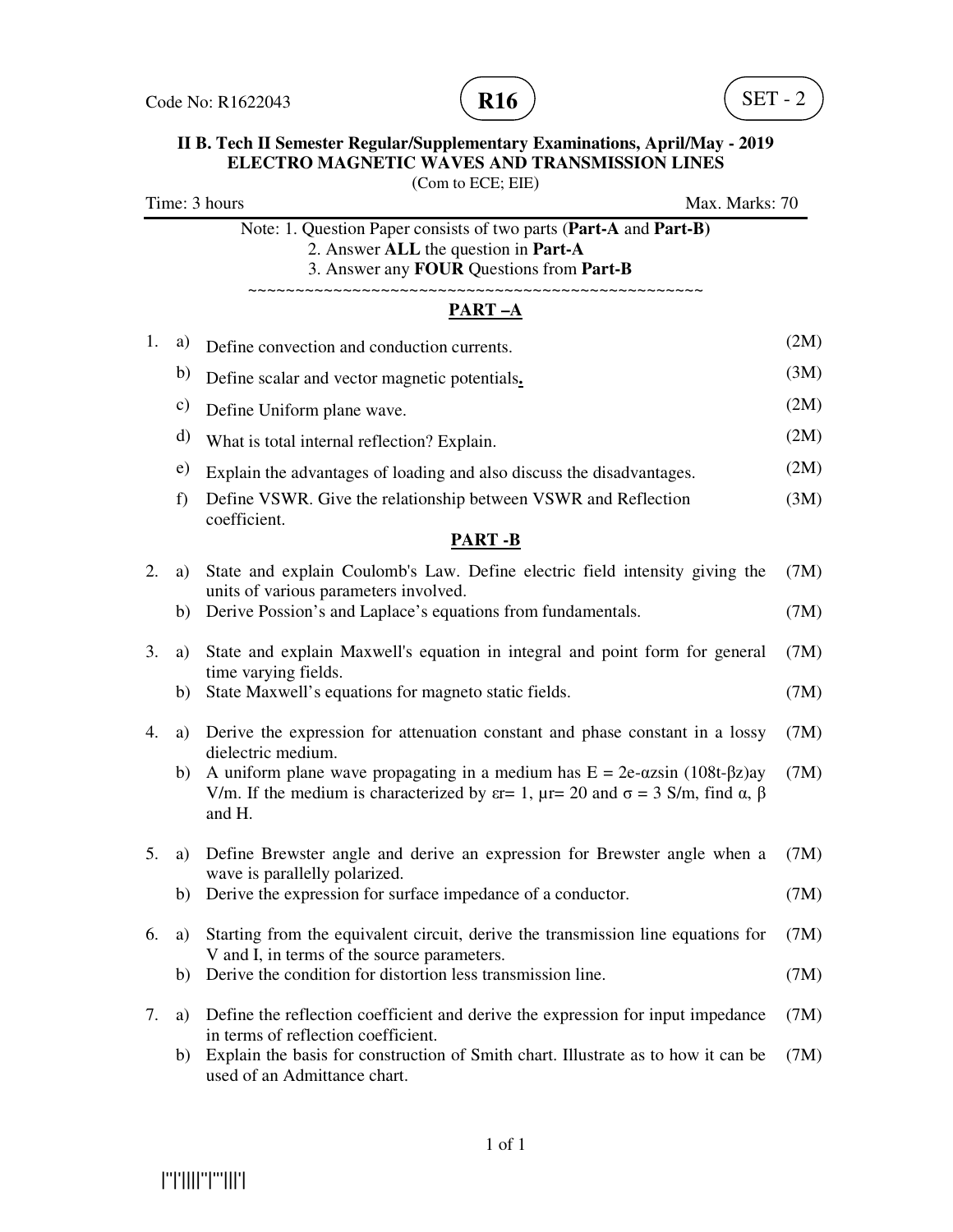Code No: R1622043 **R16** SET - 2

**II B. Tech II Semester Regular/Supplementary Examinations, April/May - 2019**
**ELECTRO MAGNETIC WAVES AND TRANSMISSION LINES**
(Com to ECE; EIE)

Time: 3 hours Max. Marks: 70

Note: 1. Question Paper consists of two parts (**Part-A** and **Part-B)**
2. Answer **ALL** the question in **Part-A**
3. Answer any **FOUR** Questions from **Part-B**

~~~~~~~~~~~~~~~~~~~~~~~~~~~~~~~~~~~~~~~~~~~~~~~~~~~~

## PART –A

1. a) Define convection and conduction currents. (2M)
   b) Define scalar and vector magnetic potentials. (3M)
   c) Define Uniform plane wave. (2M)
   d) What is total internal reflection? Explain. (2M)
   e) Explain the advantages of loading and also discuss the disadvantages. (2M)
   f) Define VSWR. Give the relationship between VSWR and Reflection coefficient. (3M)

## PART -B

2. a) State and explain Coulomb's Law. Define electric field intensity giving the units of various parameters involved. (7M)
   b) Derive Possion's and Laplace's equations from fundamentals. (7M)

3. a) State and explain Maxwell's equation in integral and point form for general time varying fields. (7M)
   b) State Maxwell's equations for magneto static fields. (7M)

4. a) Derive the expression for attenuation constant and phase constant in a lossy dielectric medium. (7M)
   b) A uniform plane wave propagating in a medium has $E = 2e^{-\alpha z}\sin(10^8 t-\beta z)a_y$ V/m. If the medium is characterized by $\varepsilon_r = 1$, $\mu_r = 20$ and $\sigma = 3$ S/m, find $\alpha$, $\beta$ and H. (7M)

5. a) Define Brewster angle and derive an expression for Brewster angle when a wave is parallelly polarized. (7M)
   b) Derive the expression for surface impedance of a conductor. (7M)

6. a) Starting from the equivalent circuit, derive the transmission line equations for V and I, in terms of the source parameters. (7M)
   b) Derive the condition for distortion less transmission line. (7M)

7. a) Define the reflection coefficient and derive the expression for input impedance in terms of reflection coefficient. (7M)
   b) Explain the basis for construction of Smith chart. Illustrate as to how it can be used of an Admittance chart. (7M)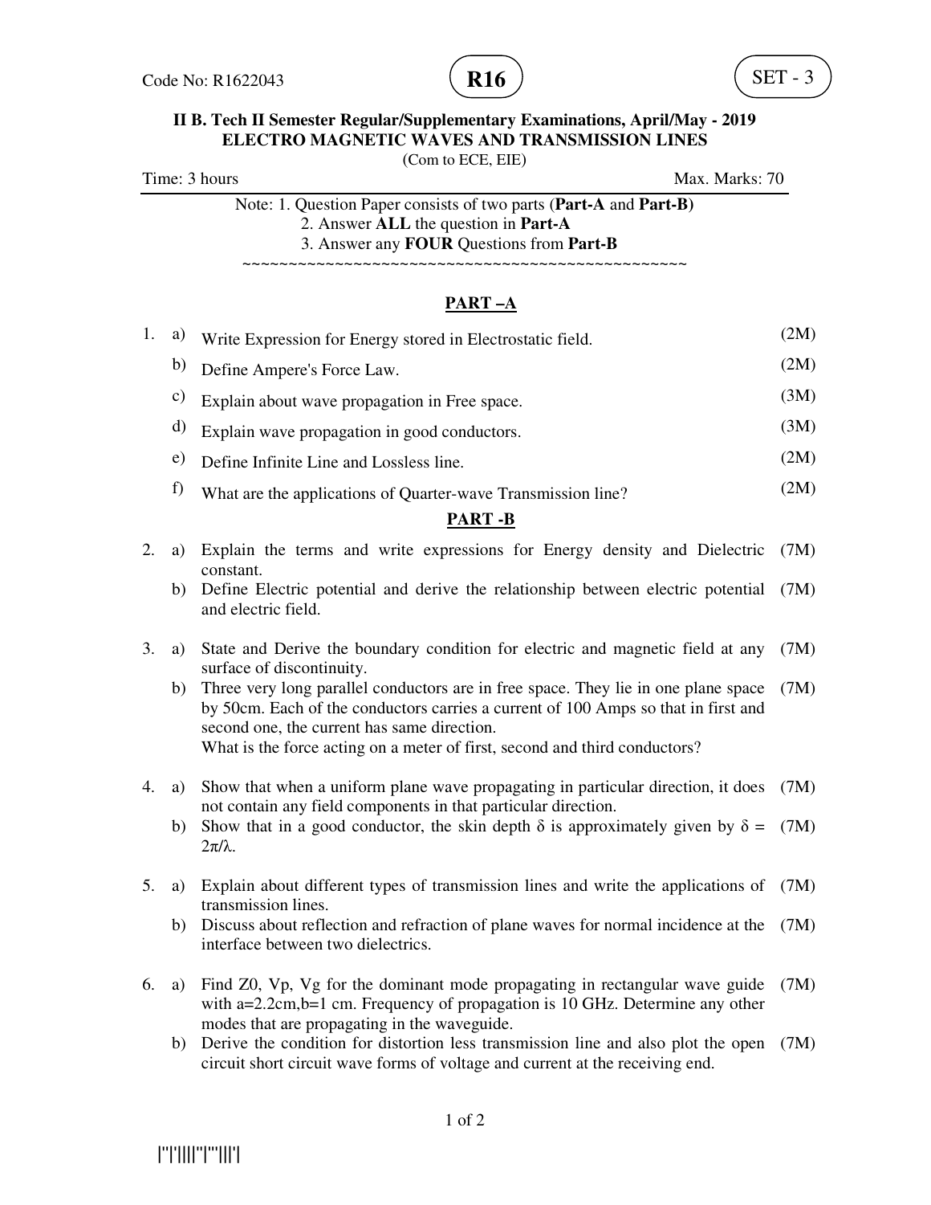Code No: R1622043 **R16** SET - 3

**II B. Tech II Semester Regular/Supplementary Examinations, April/May - 2019**
**ELECTRO MAGNETIC WAVES AND TRANSMISSION LINES**
(Com to ECE, EIE)

Time: 3 hours Max. Marks: 70

Note: 1. Question Paper consists of two parts (**Part-A** and **Part-B**)
2. Answer **ALL** the question in **Part-A**
3. Answer any **FOUR** Questions from **Part-B**

~~~~~~~~~~~~~~~~~~~~~~~~~~~~~~~~~~~~~~~~~~~~~~~~~~

## PART –A

1. a) Write Expression for Energy stored in Electrostatic field. (2M)
   b) Define Ampere's Force Law. (2M)
   c) Explain about wave propagation in Free space. (3M)
   d) Explain wave propagation in good conductors. (3M)
   e) Define Infinite Line and Lossless line. (2M)
   f) What are the applications of Quarter-wave Transmission line? (2M)

## PART -B

2. a) Explain the terms and write expressions for Energy density and Dielectric constant. (7M)
   b) Define Electric potential and derive the relationship between electric potential and electric field. (7M)

3. a) State and Derive the boundary condition for electric and magnetic field at any surface of discontinuity. (7M)
   b) Three very long parallel conductors are in free space. They lie in one plane space by 50cm. Each of the conductors carries a current of 100 Amps so that in first and second one, the current has same direction.
   What is the force acting on a meter of first, second and third conductors? (7M)

4. a) Show that when a uniform plane wave propagating in particular direction, it does not contain any field components in that particular direction. (7M)
   b) Show that in a good conductor, the skin depth $\delta$ is approximately given by $\delta = 2\pi/\lambda$. (7M)

5. a) Explain about different types of transmission lines and write the applications of transmission lines. (7M)
   b) Discuss about reflection and refraction of plane waves for normal incidence at the interface between two dielectrics. (7M)

6. a) Find Z0, Vp, Vg for the dominant mode propagating in rectangular wave guide with a=2.2cm,b=1 cm. Frequency of propagation is 10 GHz. Determine any other modes that are propagating in the waveguide. (7M)
   b) Derive the condition for distortion less transmission line and also plot the open circuit short circuit wave forms of voltage and current at the receiving end. (7M)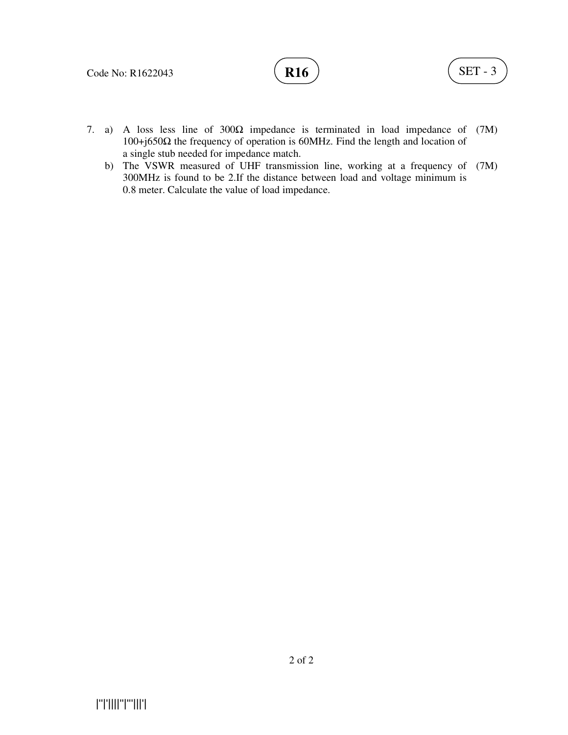7. a) A loss less line of 300Ω impedance is terminated in load impedance of 100+j650Ω the frequency of operation is 60MHz. Find the length and location of a single stub needed for impedance match. (7M)

   b) The VSWR measured of UHF transmission line, working at a frequency of 300MHz is found to be 2.If the distance between load and voltage minimum is 0.8 meter. Calculate the value of load impedance. (7M)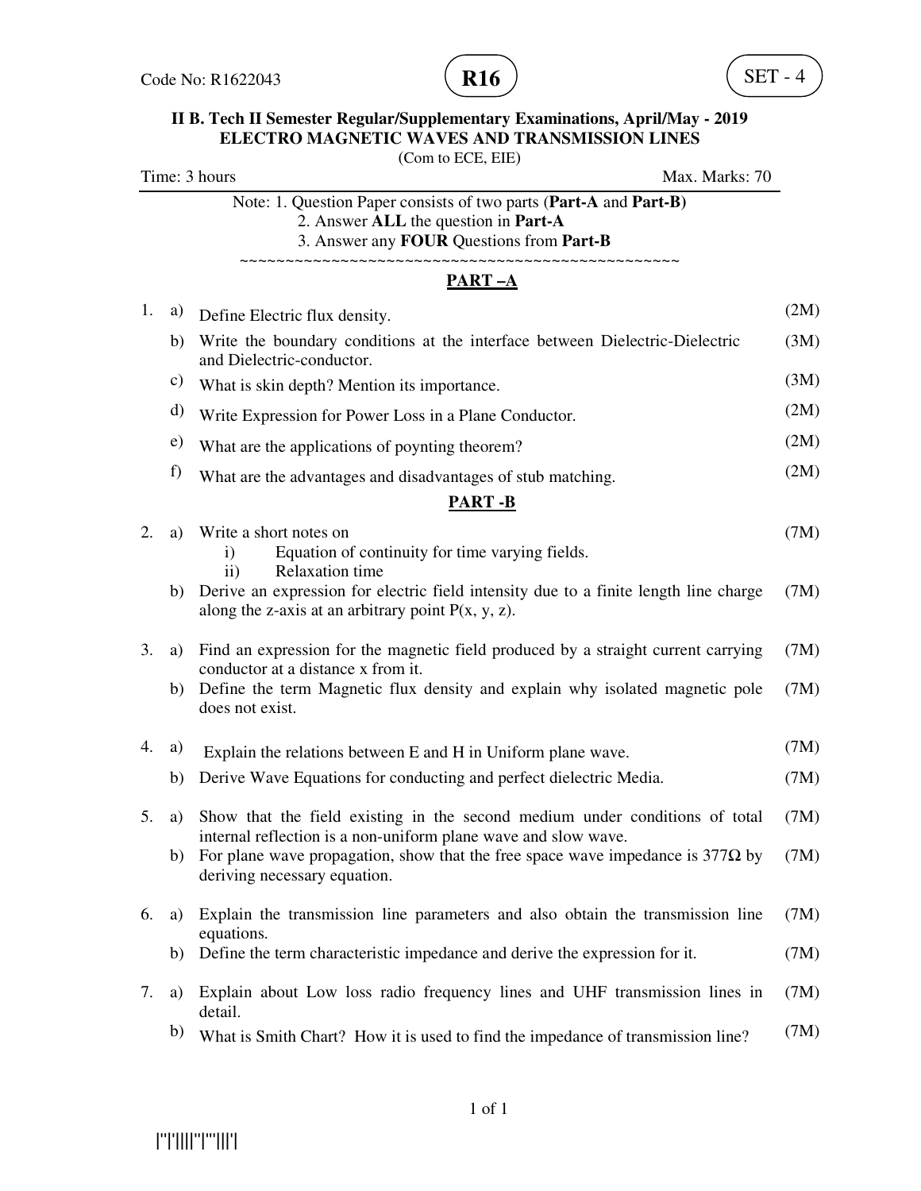Code No: R1622043 **R16** SET - 4

**II B. Tech II Semester Regular/Supplementary Examinations, April/May - 2019**
**ELECTRO MAGNETIC WAVES AND TRANSMISSION LINES**
(Com to ECE, EIE)

Time: 3 hours Max. Marks: 70

Note: 1. Question Paper consists of two parts (**Part-A** and **Part-B**)
2. Answer **ALL** the question in **Part-A**
3. Answer any **FOUR** Questions from **Part-B**

~~~~~~~~~~~~~~~~~~~~~~~~~~~~~~~~~~~~~~~~~~~~~~~~~~~~

## PART –A

1. a) Define Electric flux density. (2M)
   b) Write the boundary conditions at the interface between Dielectric-Dielectric and Dielectric-conductor. (3M)
   c) What is skin depth? Mention its importance. (3M)
   d) Write Expression for Power Loss in a Plane Conductor. (2M)
   e) What are the applications of poynting theorem? (2M)
   f) What are the advantages and disadvantages of stub matching. (2M)

## PART -B

2. a) Write a short notes on (7M)
      i) Equation of continuity for time varying fields.
      ii) Relaxation time
   b) Derive an expression for electric field intensity due to a finite length line charge along the z-axis at an arbitrary point P(x, y, z). (7M)

3. a) Find an expression for the magnetic field produced by a straight current carrying conductor at a distance x from it. (7M)
   b) Define the term Magnetic flux density and explain why isolated magnetic pole does not exist. (7M)

4. a) Explain the relations between E and H in Uniform plane wave. (7M)
   b) Derive Wave Equations for conducting and perfect dielectric Media. (7M)

5. a) Show that the field existing in the second medium under conditions of total internal reflection is a non-uniform plane wave and slow wave. (7M)
   b) For plane wave propagation, show that the free space wave impedance is 377Ω by deriving necessary equation. (7M)

6. a) Explain the transmission line parameters and also obtain the transmission line equations. (7M)
   b) Define the term characteristic impedance and derive the expression for it. (7M)

7. a) Explain about Low loss radio frequency lines and UHF transmission lines in detail. (7M)
   b) What is Smith Chart? How it is used to find the impedance of transmission line? (7M)